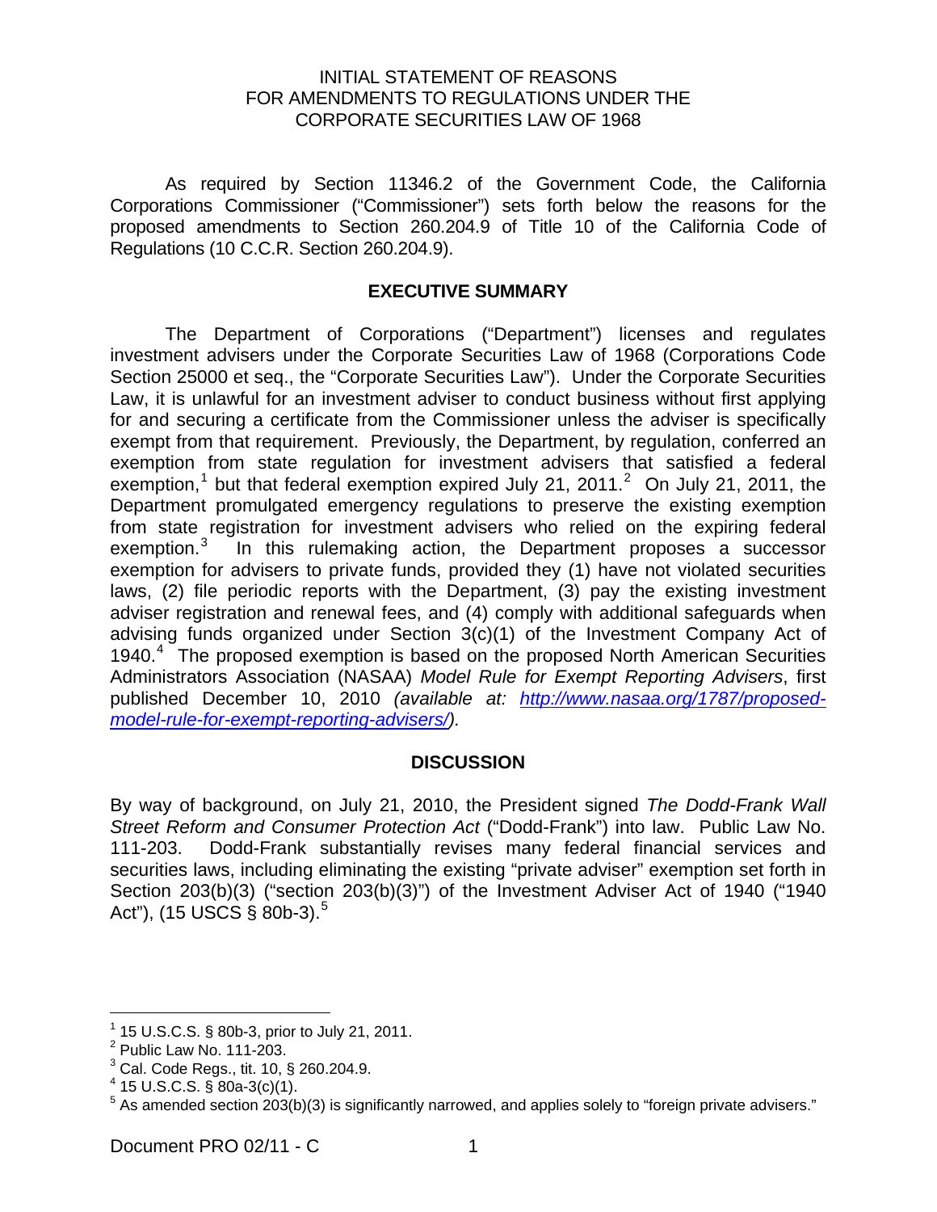# INITIAL STATEMENT OF REASONS FOR AMENDMENTS TO REGULATIONS UNDER THE CORPORATE SECURITIES LAW OF 1968

As required by Section 11346.2 of the Government Code, the California Corporations Commissioner ("Commissioner") sets forth below the reasons for the proposed amendments to Section 260.204.9 of Title 10 of the California Code of Regulations (10 C.C.R. Section 260.204.9).

## EXECUTIVE SUMMARY

The Department of Corporations ("Department") licenses and regulates investment advisers under the Corporate Securities Law of 1968 (Corporations Code Section 25000 et seq., the "Corporate Securities Law"). Under the Corporate Securities Law, it is unlawful for an investment adviser to conduct business without first applying for and securing a certificate from the Commissioner unless the adviser is specifically exempt from that requirement. Previously, the Department, by regulation, conferred an exemption from state regulation for investment advisers that satisfied a federal exemption,[1] but that federal exemption expired July 21, 2011.[2] On July 21, 2011, the Department promulgated emergency regulations to preserve the existing exemption from state registration for investment advisers who relied on the expiring federal exemption.[3] In this rulemaking action, the Department proposes a successor exemption for advisers to private funds, provided they (1) have not violated securities laws, (2) file periodic reports with the Department, (3) pay the existing investment adviser registration and renewal fees, and (4) comply with additional safeguards when advising funds organized under Section 3(c)(1) of the Investment Company Act of 1940.[4] The proposed exemption is based on the proposed North American Securities Administrators Association (NASAA) *Model Rule for Exempt Reporting Advisers*, first published December 10, 2010 *(available at: [http://www.nasaa.org/1787/proposed-model-rule-for-exempt-reporting-advisers/](http://www.nasaa.org/1787/proposed-model-rule-for-exempt-reporting-advisers/)).*

## DISCUSSION

By way of background, on July 21, 2010, the President signed *The Dodd-Frank Wall Street Reform and Consumer Protection Act* ("Dodd-Frank") into law. Public Law No. 111-203. Dodd-Frank substantially revises many federal financial services and securities laws, including eliminating the existing "private adviser" exemption set forth in Section 203(b)(3) ("section 203(b)(3)") of the Investment Adviser Act of 1940 ("1940 Act"), (15 USCS § 80b-3).[5]

---

[1] 15 U.S.C.S. § 80b-3, prior to July 21, 2011.

[2] Public Law No. 111-203.

[3] Cal. Code Regs., tit. 10, § 260.204.9.

[4] 15 U.S.C.S. § 80a-3(c)(1).

[5] As amended section 203(b)(3) is significantly narrowed, and applies solely to "foreign private advisers."

Document PRO 02/11 - C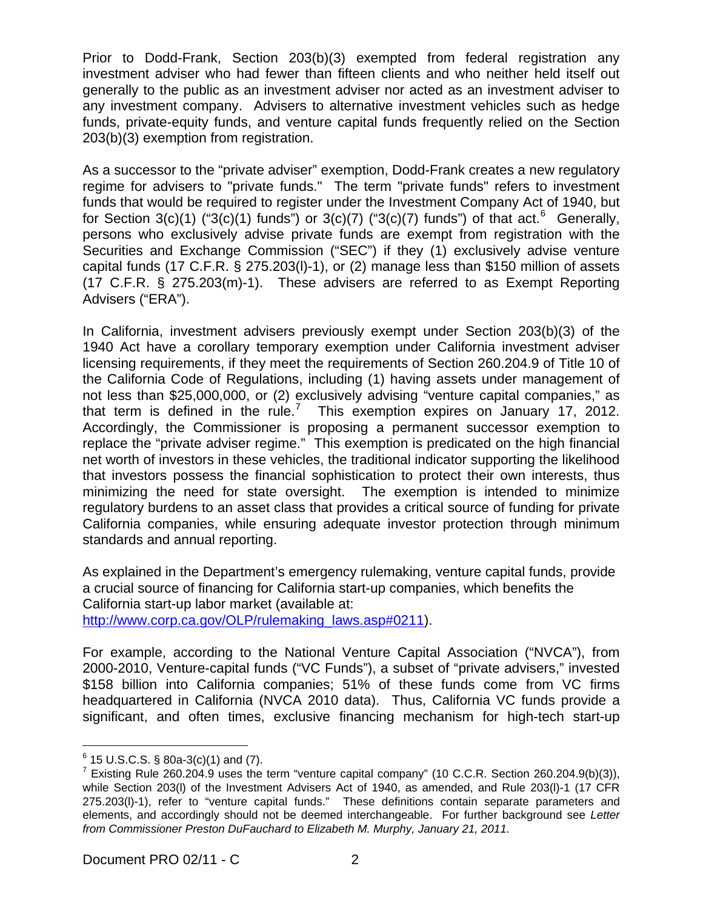Prior to Dodd-Frank, Section 203(b)(3) exempted from federal registration any investment adviser who had fewer than fifteen clients and who neither held itself out generally to the public as an investment adviser nor acted as an investment adviser to any investment company. Advisers to alternative investment vehicles such as hedge funds, private-equity funds, and venture capital funds frequently relied on the Section 203(b)(3) exemption from registration.

As a successor to the "private adviser" exemption, Dodd-Frank creates a new regulatory regime for advisers to "private funds." The term "private funds" refers to investment funds that would be required to register under the Investment Company Act of 1940, but for Section 3(c)(1) ("3(c)(1) funds") or 3(c)(7) ("3(c)(7) funds") of that act.[6] Generally, persons who exclusively advise private funds are exempt from registration with the Securities and Exchange Commission ("SEC") if they (1) exclusively advise venture capital funds (17 C.F.R. § 275.203(l)-1), or (2) manage less than $150 million of assets (17 C.F.R. § 275.203(m)-1). These advisers are referred to as Exempt Reporting Advisers ("ERA").

In California, investment advisers previously exempt under Section 203(b)(3) of the 1940 Act have a corollary temporary exemption under California investment adviser licensing requirements, if they meet the requirements of Section 260.204.9 of Title 10 of the California Code of Regulations, including (1) having assets under management of not less than $25,000,000, or (2) exclusively advising "venture capital companies," as that term is defined in the rule.[7] This exemption expires on January 17, 2012. Accordingly, the Commissioner is proposing a permanent successor exemption to replace the "private adviser regime." This exemption is predicated on the high financial net worth of investors in these vehicles, the traditional indicator supporting the likelihood that investors possess the financial sophistication to protect their own interests, thus minimizing the need for state oversight. The exemption is intended to minimize regulatory burdens to an asset class that provides a critical source of funding for private California companies, while ensuring adequate investor protection through minimum standards and annual reporting.

As explained in the Department's emergency rulemaking, venture capital funds, provide a crucial source of financing for California start-up companies, which benefits the California start-up labor market (available at: http://www.corp.ca.gov/OLP/rulemaking_laws.asp#0211).

For example, according to the National Venture Capital Association ("NVCA"), from 2000-2010, Venture-capital funds ("VC Funds"), a subset of "private advisers," invested $158 billion into California companies; 51% of these funds come from VC firms headquartered in California (NVCA 2010 data). Thus, California VC funds provide a significant, and often times, exclusive financing mechanism for high-tech start-up

---

[6] 15 U.S.C.S. § 80a-3(c)(1) and (7).

[7] Existing Rule 260.204.9 uses the term "venture capital company" (10 C.C.R. Section 260.204.9(b)(3)), while Section 203(l) of the Investment Advisers Act of 1940, as amended, and Rule 203(l)-1 (17 CFR 275.203(l)-1), refer to "venture capital funds." These definitions contain separate parameters and elements, and accordingly should not be deemed interchangeable. For further background see *Letter from Commissioner Preston DuFauchard to Elizabeth M. Murphy, January 21, 2011.*

Document PRO 02/11 - C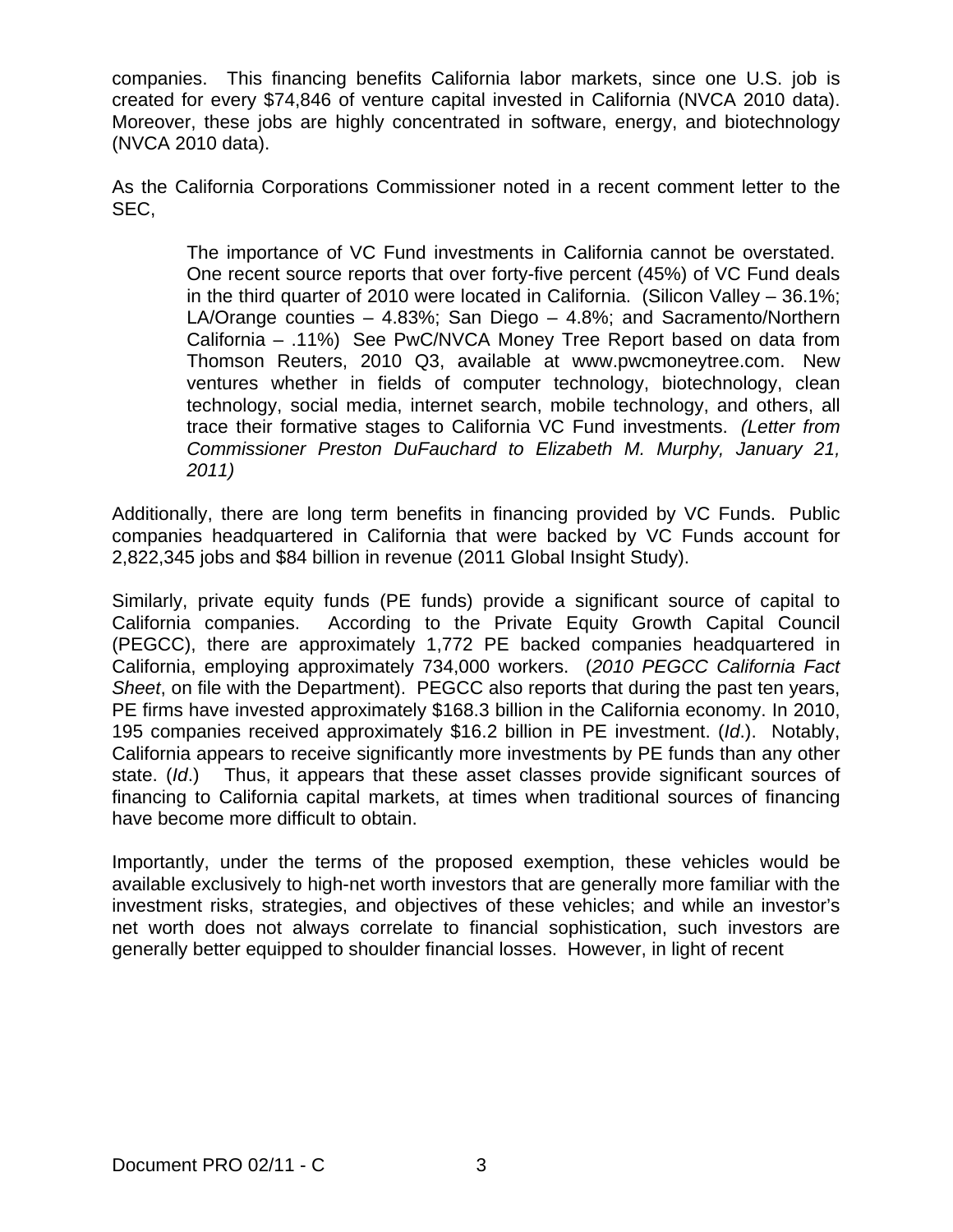companies. This financing benefits California labor markets, since one U.S. job is created for every $74,846 of venture capital invested in California (NVCA 2010 data). Moreover, these jobs are highly concentrated in software, energy, and biotechnology (NVCA 2010 data).

As the California Corporations Commissioner noted in a recent comment letter to the SEC,

> The importance of VC Fund investments in California cannot be overstated. One recent source reports that over forty-five percent (45%) of VC Fund deals in the third quarter of 2010 were located in California. (Silicon Valley – 36.1%; LA/Orange counties – 4.83%; San Diego – 4.8%; and Sacramento/Northern California – .11%) See PwC/NVCA Money Tree Report based on data from Thomson Reuters, 2010 Q3, available at www.pwcmoneytree.com. New ventures whether in fields of computer technology, biotechnology, clean technology, social media, internet search, mobile technology, and others, all trace their formative stages to California VC Fund investments. *(Letter from Commissioner Preston DuFauchard to Elizabeth M. Murphy, January 21, 2011)*

Additionally, there are long term benefits in financing provided by VC Funds. Public companies headquartered in California that were backed by VC Funds account for 2,822,345 jobs and $84 billion in revenue (2011 Global Insight Study).

Similarly, private equity funds (PE funds) provide a significant source of capital to California companies. According to the Private Equity Growth Capital Council (PEGCC), there are approximately 1,772 PE backed companies headquartered in California, employing approximately 734,000 workers. (*2010 PEGCC California Fact Sheet*, on file with the Department). PEGCC also reports that during the past ten years, PE firms have invested approximately $168.3 billion in the California economy. In 2010, 195 companies received approximately $16.2 billion in PE investment. (*Id*.). Notably, California appears to receive significantly more investments by PE funds than any other state. (*Id*.) Thus, it appears that these asset classes provide significant sources of financing to California capital markets, at times when traditional sources of financing have become more difficult to obtain.

Importantly, under the terms of the proposed exemption, these vehicles would be available exclusively to high-net worth investors that are generally more familiar with the investment risks, strategies, and objectives of these vehicles; and while an investor's net worth does not always correlate to financial sophistication, such investors are generally better equipped to shoulder financial losses. However, in light of recent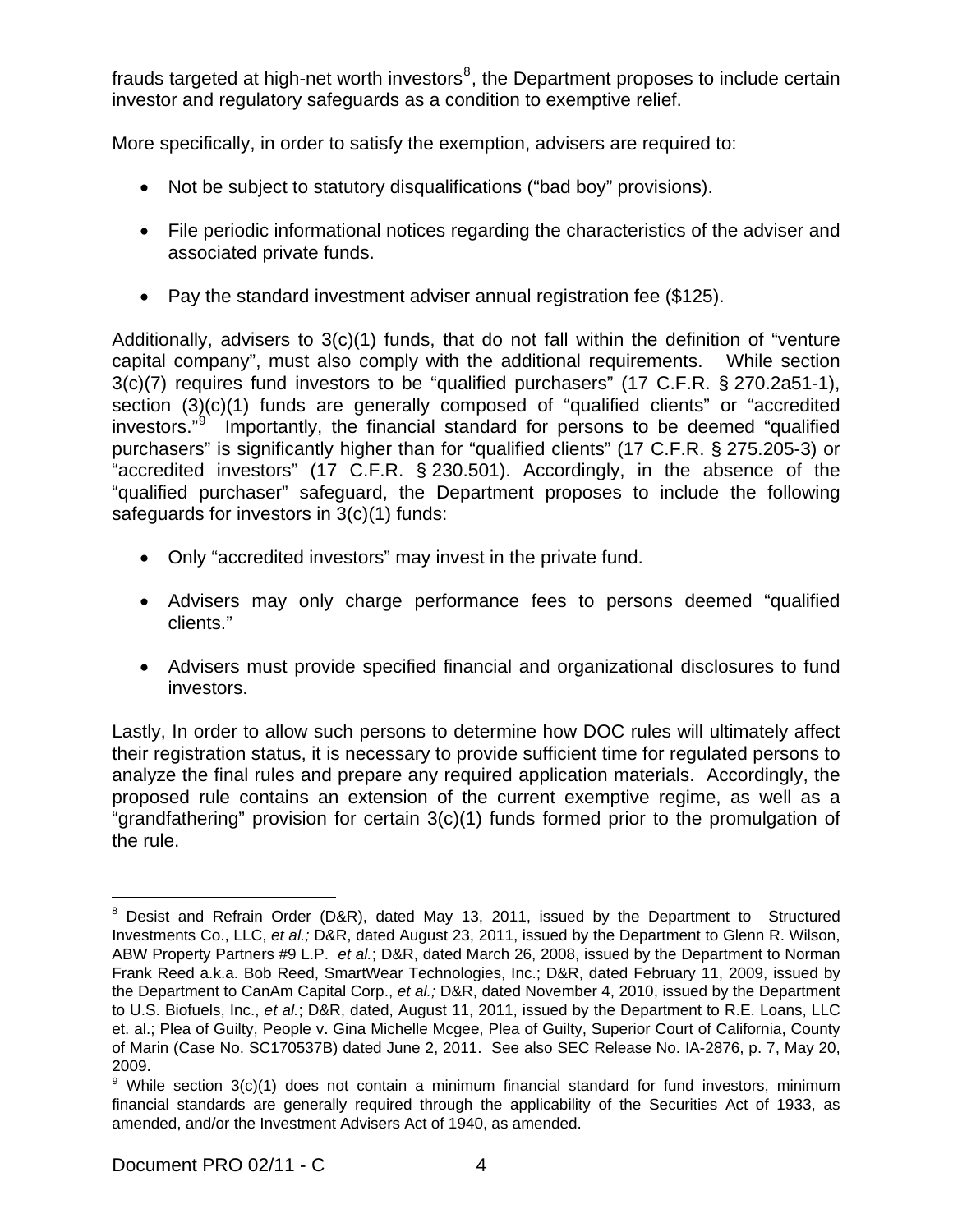frauds targeted at high-net worth investors[8], the Department proposes to include certain investor and regulatory safeguards as a condition to exemptive relief.

More specifically, in order to satisfy the exemption, advisers are required to:

- Not be subject to statutory disqualifications ("bad boy" provisions).
- File periodic informational notices regarding the characteristics of the adviser and associated private funds.
- Pay the standard investment adviser annual registration fee ($125).

Additionally, advisers to 3(c)(1) funds, that do not fall within the definition of "venture capital company", must also comply with the additional requirements. While section 3(c)(7) requires fund investors to be "qualified purchasers" (17 C.F.R. § 270.2a51-1), section (3)(c)(1) funds are generally composed of "qualified clients" or "accredited investors."[9] Importantly, the financial standard for persons to be deemed "qualified purchasers" is significantly higher than for "qualified clients" (17 C.F.R. § 275.205-3) or "accredited investors" (17 C.F.R. § 230.501). Accordingly, in the absence of the "qualified purchaser" safeguard, the Department proposes to include the following safeguards for investors in 3(c)(1) funds:

- Only "accredited investors" may invest in the private fund.
- Advisers may only charge performance fees to persons deemed "qualified clients."
- Advisers must provide specified financial and organizational disclosures to fund investors.

Lastly, In order to allow such persons to determine how DOC rules will ultimately affect their registration status, it is necessary to provide sufficient time for regulated persons to analyze the final rules and prepare any required application materials. Accordingly, the proposed rule contains an extension of the current exemptive regime, as well as a "grandfathering" provision for certain 3(c)(1) funds formed prior to the promulgation of the rule.

---

[8] Desist and Refrain Order (D&R), dated May 13, 2011, issued by the Department to Structured Investments Co., LLC, *et al.;* D&R, dated August 23, 2011, issued by the Department to Glenn R. Wilson, ABW Property Partners #9 L.P. *et al.*; D&R, dated March 26, 2008, issued by the Department to Norman Frank Reed a.k.a. Bob Reed, SmartWear Technologies, Inc.; D&R, dated February 11, 2009, issued by the Department to CanAm Capital Corp., *et al.;* D&R, dated November 4, 2010, issued by the Department to U.S. Biofuels, Inc., *et al.*; D&R, dated, August 11, 2011, issued by the Department to R.E. Loans, LLC et. al.; Plea of Guilty, People v. Gina Michelle Mcgee, Plea of Guilty, Superior Court of California, County of Marin (Case No. SC170537B) dated June 2, 2011. See also SEC Release No. IA-2876, p. 7, May 20, 2009.

[9] While section 3(c)(1) does not contain a minimum financial standard for fund investors, minimum financial standards are generally required through the applicability of the Securities Act of 1933, as amended, and/or the Investment Advisers Act of 1940, as amended.

Document PRO 02/11 - C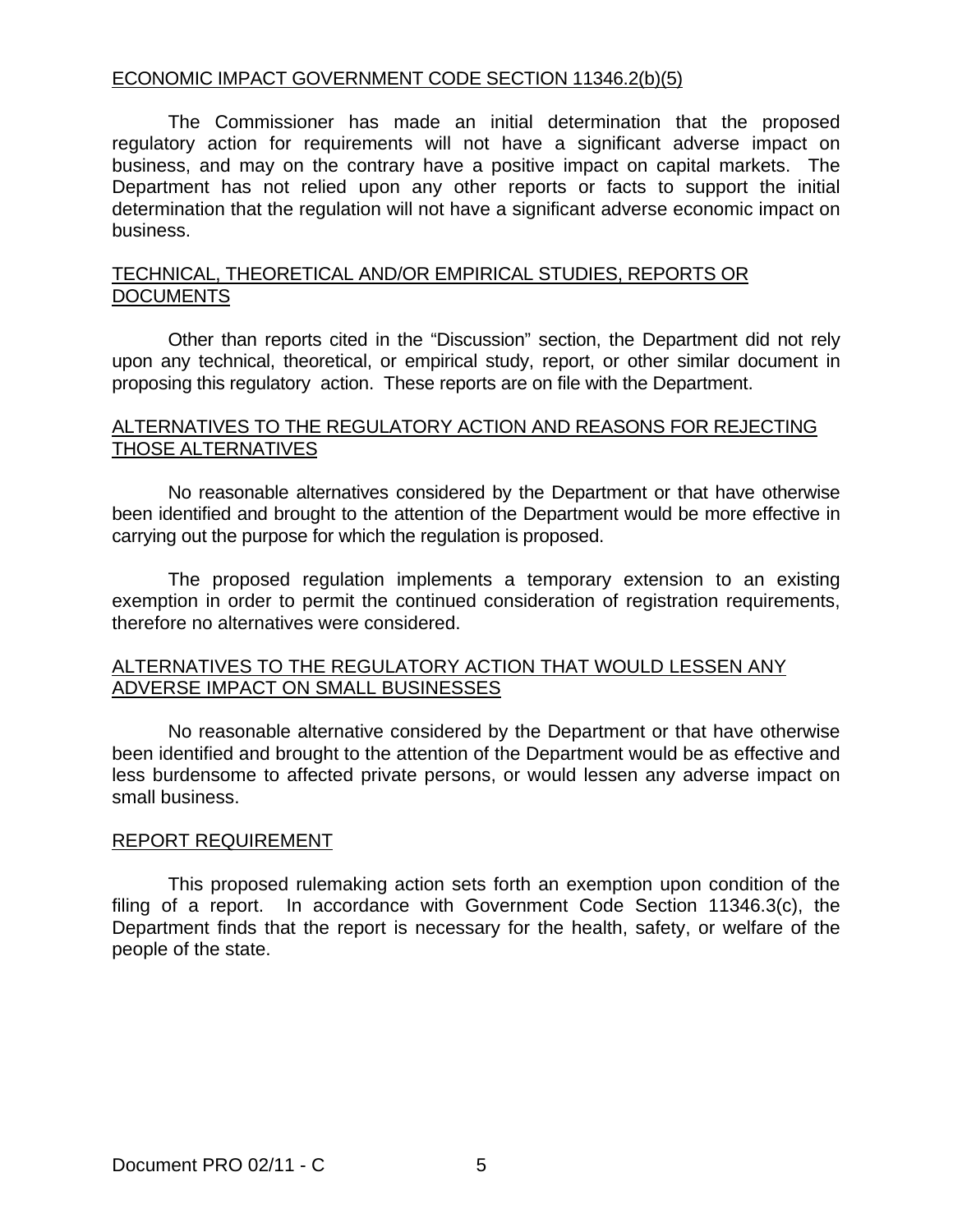ECONOMIC IMPACT GOVERNMENT CODE SECTION 11346.2(b)(5)

The Commissioner has made an initial determination that the proposed regulatory action for requirements will not have a significant adverse impact on business, and may on the contrary have a positive impact on capital markets. The Department has not relied upon any other reports or facts to support the initial determination that the regulation will not have a significant adverse economic impact on business.

TECHNICAL, THEORETICAL AND/OR EMPIRICAL STUDIES, REPORTS OR DOCUMENTS

Other than reports cited in the "Discussion" section, the Department did not rely upon any technical, theoretical, or empirical study, report, or other similar document in proposing this regulatory action. These reports are on file with the Department.

ALTERNATIVES TO THE REGULATORY ACTION AND REASONS FOR REJECTING THOSE ALTERNATIVES

No reasonable alternatives considered by the Department or that have otherwise been identified and brought to the attention of the Department would be more effective in carrying out the purpose for which the regulation is proposed.

The proposed regulation implements a temporary extension to an existing exemption in order to permit the continued consideration of registration requirements, therefore no alternatives were considered.

ALTERNATIVES TO THE REGULATORY ACTION THAT WOULD LESSEN ANY ADVERSE IMPACT ON SMALL BUSINESSES

No reasonable alternative considered by the Department or that have otherwise been identified and brought to the attention of the Department would be as effective and less burdensome to affected private persons, or would lessen any adverse impact on small business.

REPORT REQUIREMENT

This proposed rulemaking action sets forth an exemption upon condition of the filing of a report. In accordance with Government Code Section 11346.3(c), the Department finds that the report is necessary for the health, safety, or welfare of the people of the state.

Document PRO 02/11 - C